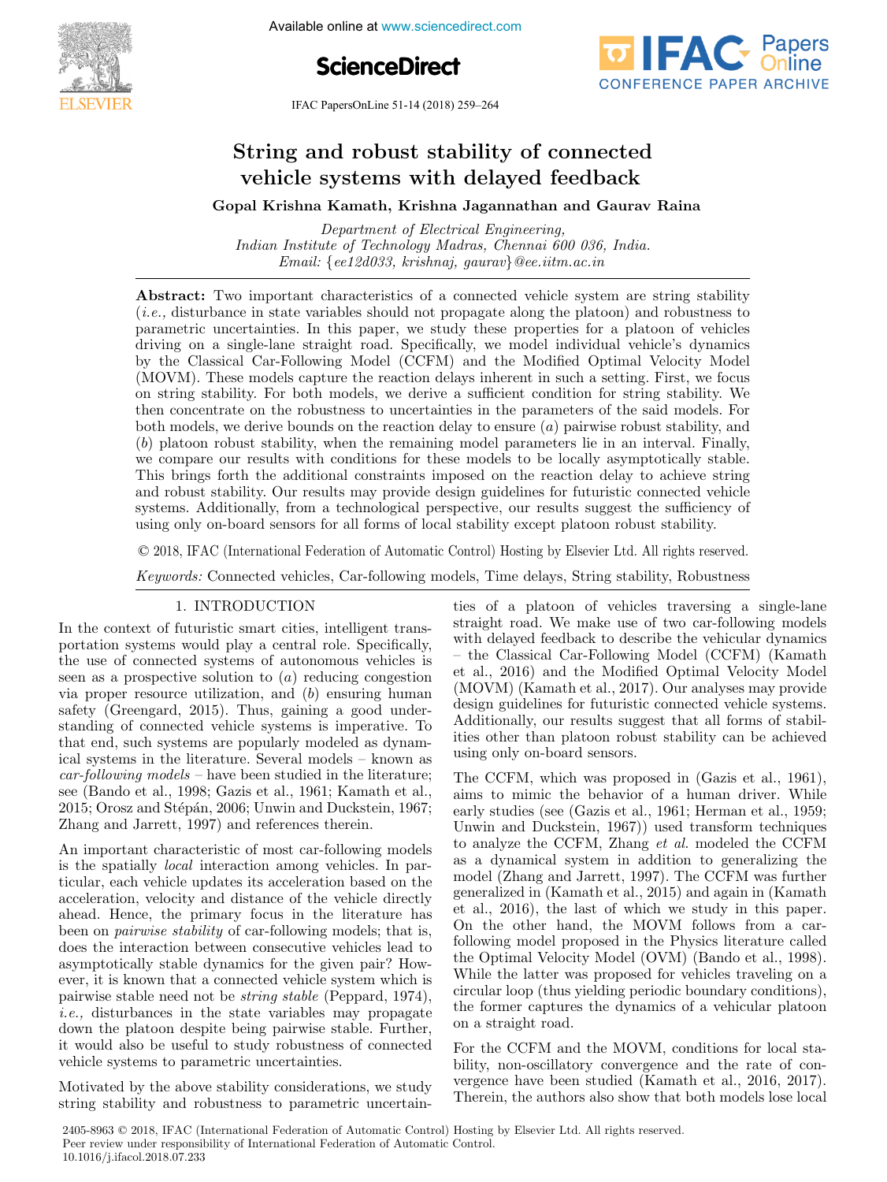# String and robust stability of connected vehicle systems with delayed feedback

**Gopal Krishna Kamath, Krishna Jagannathan and Gaurav Raina**

*Department of Electrical Engineering, Indian Institute of Technology Madras, Chennai 600 036, India.*
*Email: {ee12d033, krishnaj, gaurav}@ee.iitm.ac.in*

**Abstract:** Two important characteristics of a connected vehicle system are string stability (*i.e.,* disturbance in state variables should not propagate along the platoon) and robustness to parametric uncertainties. In this paper, we study these properties for a platoon of vehicles driving on a single-lane straight road. Specifically, we model individual vehicle's dynamics by the Classical Car-Following Model (CCFM) and the Modified Optimal Velocity Model (MOVM). These models capture the reaction delays inherent in such a setting. First, we focus on string stability. For both models, we derive a sufficient condition for string stability. We then concentrate on the robustness to uncertainties in the parameters of the said models. For both models, we derive bounds on the reaction delay to ensure (*a*) pairwise robust stability, and (*b*) platoon robust stability, when the remaining model parameters lie in an interval. Finally, we compare our results with conditions for these models to be locally asymptotically stable. This brings forth the additional constraints imposed on the reaction delay to achieve string and robust stability. Our results may provide design guidelines for futuristic connected vehicle systems. Additionally, from a technological perspective, our results suggest the sufficiency of using only on-board sensors for all forms of local stability except platoon robust stability.

© 2018, IFAC (International Federation of Automatic Control) Hosting by Elsevier Ltd. All rights reserved.

*Keywords:* Connected vehicles, Car-following models, Time delays, String stability, Robustness

## 1. INTRODUCTION

In the context of futuristic smart cities, intelligent transportation systems would play a central role. Specifically, the use of connected systems of autonomous vehicles is seen as a prospective solution to (*a*) reducing congestion via proper resource utilization, and (*b*) ensuring human safety (Greengard, 2015). Thus, gaining a good understanding of connected vehicle systems is imperative. To that end, such systems are popularly modeled as dynamical systems in the literature. Several models – known as *car-following models* – have been studied in the literature; see (Bando et al., 1998; Gazis et al., 1961; Kamath et al., 2015; Orosz and Stépán, 2006; Unwin and Duckstein, 1967; Zhang and Jarrett, 1997) and references therein.

An important characteristic of most car-following models is the spatially *local* interaction among vehicles. In particular, each vehicle updates its acceleration based on the acceleration, velocity and distance of the vehicle directly ahead. Hence, the primary focus in the literature has been on *pairwise stability* of car-following models; that is, does the interaction between consecutive vehicles lead to asymptotically stable dynamics for the given pair? However, it is known that a connected vehicle system which is pairwise stable need not be *string stable* (Peppard, 1974), *i.e.,* disturbances in the state variables may propagate down the platoon despite being pairwise stable. Further, it would also be useful to study robustness of connected vehicle systems to parametric uncertainties.

Motivated by the above stability considerations, we study string stability and robustness to parametric uncertainties of a platoon of vehicles traversing a single-lane straight road. We make use of two car-following models with delayed feedback to describe the vehicular dynamics – the Classical Car-Following Model (CCFM) (Kamath et al., 2016) and the Modified Optimal Velocity Model (MOVM) (Kamath et al., 2017). Our analyses may provide design guidelines for futuristic connected vehicle systems. Additionally, our results suggest that all forms of stabilities other than platoon robust stability can be achieved using only on-board sensors.

The CCFM, which was proposed in (Gazis et al., 1961), aims to mimic the behavior of a human driver. While early studies (see (Gazis et al., 1961; Herman et al., 1959; Unwin and Duckstein, 1967)) used transform techniques to analyze the CCFM, Zhang *et al.* modeled the CCFM as a dynamical system in addition to generalizing the model (Zhang and Jarrett, 1997). The CCFM was further generalized in (Kamath et al., 2015) and again in (Kamath et al., 2016), the last of which we study in this paper. On the other hand, the MOVM follows from a car-following model proposed in the Physics literature called the Optimal Velocity Model (OVM) (Bando et al., 1998). While the latter was proposed for vehicles traveling on a circular loop (thus yielding periodic boundary conditions), the former captures the dynamics of a vehicular platoon on a straight road.

For the CCFM and the MOVM, conditions for local stability, non-oscillatory convergence and the rate of convergence have been studied (Kamath et al., 2016, 2017). Therein, the authors also show that both models lose local

2405-8963 © 2018, IFAC (International Federation of Automatic Control) Hosting by Elsevier Ltd. All rights reserved.
Peer review under responsibility of International Federation of Automatic Control.
10.1016/j.ifacol.2018.07.233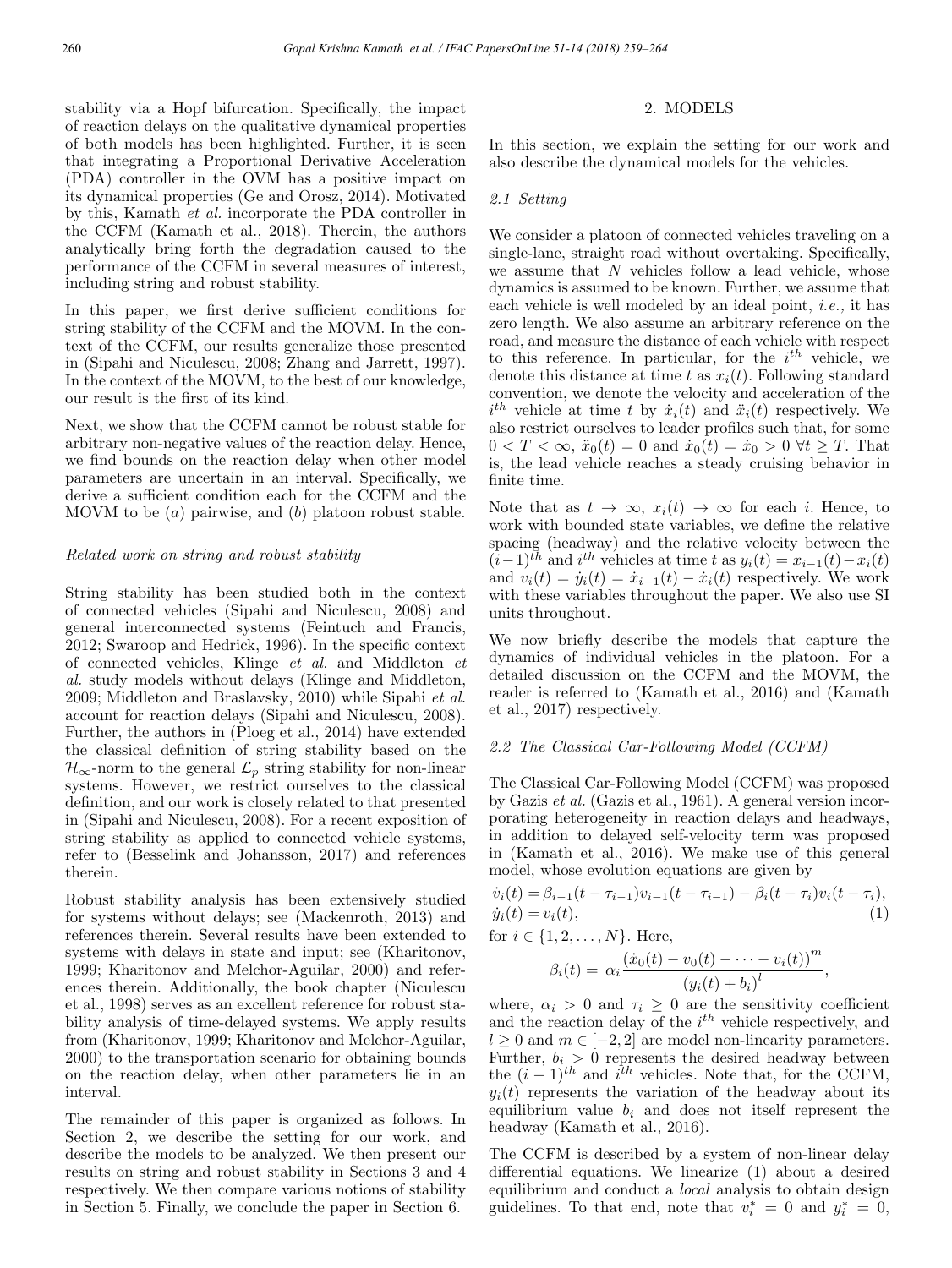stability via a Hopf bifurcation. Specifically, the impact of reaction delays on the qualitative dynamical properties of both models has been highlighted. Further, it is seen that integrating a Proportional Derivative Acceleration (PDA) controller in the OVM has a positive impact on its dynamical properties (Ge and Orosz, 2014). Motivated by this, Kamath *et al.* incorporate the PDA controller in the CCFM (Kamath et al., 2018). Therein, the authors analytically bring forth the degradation caused to the performance of the CCFM in several measures of interest, including string and robust stability.

In this paper, we first derive sufficient conditions for string stability of the CCFM and the MOVM. In the context of the CCFM, our results generalize those presented in (Sipahi and Niculescu, 2008; Zhang and Jarrett, 1997). In the context of the MOVM, to the best of our knowledge, our result is the first of its kind.

Next, we show that the CCFM cannot be robust stable for arbitrary non-negative values of the reaction delay. Hence, we find bounds on the reaction delay when other model parameters are uncertain in an interval. Specifically, we derive a sufficient condition each for the CCFM and the MOVM to be $(a)$ pairwise, and $(b)$ platoon robust stable.

*Related work on string and robust stability*

String stability has been studied both in the context of connected vehicles (Sipahi and Niculescu, 2008) and general interconnected systems (Feintuch and Francis, 2012; Swaroop and Hedrick, 1996). In the specific context of connected vehicles, Klinge *et al.* and Middleton *et al.* study models without delays (Klinge and Middleton, 2009; Middleton and Braslavsky, 2010) while Sipahi *et al.* account for reaction delays (Sipahi and Niculescu, 2008). Further, the authors in (Ploeg et al., 2014) have extended the classical definition of string stability based on the $\mathcal{H}_\infty$-norm to the general $\mathcal{L}_p$ string stability for non-linear systems. However, we restrict ourselves to the classical definition, and our work is closely related to that presented in (Sipahi and Niculescu, 2008). For a recent exposition of string stability as applied to connected vehicle systems, refer to (Besselink and Johansson, 2017) and references therein.

Robust stability analysis has been extensively studied for systems without delays; see (Mackenroth, 2013) and references therein. Several results have been extended to systems with delays in state and input; see (Kharitonov, 1999; Kharitonov and Melchor-Aguilar, 2000) and references therein. Additionally, the book chapter (Niculescu et al., 1998) serves as an excellent reference for robust stability analysis of time-delayed systems. We apply results from (Kharitonov, 1999; Kharitonov and Melchor-Aguilar, 2000) to the transportation scenario for obtaining bounds on the reaction delay, when other parameters lie in an interval.

The remainder of this paper is organized as follows. In Section 2, we describe the setting for our work, and describe the models to be analyzed. We then present our results on string and robust stability in Sections 3 and 4 respectively. We then compare various notions of stability in Section 5. Finally, we conclude the paper in Section 6.

## 2. MODELS

In this section, we explain the setting for our work and also describe the dynamical models for the vehicles.

### *2.1 Setting*

We consider a platoon of connected vehicles traveling on a single-lane, straight road without overtaking. Specifically, we assume that $N$ vehicles follow a lead vehicle, whose dynamics is assumed to be known. Further, we assume that each vehicle is well modeled by an ideal point, *i.e.,* it has zero length. We also assume an arbitrary reference on the road, and measure the distance of each vehicle with respect to this reference. In particular, for the $i^{th}$ vehicle, we denote this distance at time $t$ as $x_i(t)$. Following standard convention, we denote the velocity and acceleration of the $i^{th}$ vehicle at time $t$ by $\dot{x}_i(t)$ and $\ddot{x}_i(t)$ respectively. We also restrict ourselves to leader profiles such that, for some $0 < T < \infty$, $\ddot{x}_0(t) = 0$ and $\dot{x}_0(t) = \dot{x}_0 > 0 \ \forall t \geq T$. That is, the lead vehicle reaches a steady cruising behavior in finite time.

Note that as $t \to \infty$, $x_i(t) \to \infty$ for each $i$. Hence, to work with bounded state variables, we define the relative spacing (headway) and the relative velocity between the $(i-1)^{th}$ and $i^{th}$ vehicles at time $t$ as $y_i(t) = x_{i-1}(t) - x_i(t)$ and $v_i(t) = \dot{y}_i(t) = \dot{x}_{i-1}(t) - \dot{x}_i(t)$ respectively. We work with these variables throughout the paper. We also use SI units throughout.

We now briefly describe the models that capture the dynamics of individual vehicles in the platoon. For a detailed discussion on the CCFM and the MOVM, the reader is referred to (Kamath et al., 2016) and (Kamath et al., 2017) respectively.

### *2.2 The Classical Car-Following Model (CCFM)*

The Classical Car-Following Model (CCFM) was proposed by Gazis *et al.* (Gazis et al., 1961). A general version incorporating heterogeneity in reaction delays and headways, in addition to delayed self-velocity term was proposed in (Kamath et al., 2016). We make use of this general model, whose evolution equations are given by

$$
\begin{aligned}
\dot{v}_i(t) &= \beta_{i-1}(t-\tau_{i-1})v_{i-1}(t-\tau_{i-1}) - \beta_i(t-\tau_i)v_i(t-\tau_i),\\
\dot{y}_i(t) &= v_i(t),
\end{aligned} \tag{1}
$$

for $i \in \{1, 2, \ldots, N\}$. Here,

$$
\beta_i(t) = \alpha_i \frac{(\dot{x}_0(t) - v_0(t) - \cdots - v_i(t))^m}{(y_i(t) + b_i)^l},
$$

where, $\alpha_i > 0$ and $\tau_i \geq 0$ are the sensitivity coefficient and the reaction delay of the $i^{th}$ vehicle respectively, and $l \geq 0$ and $m \in [-2, 2]$ are model non-linearity parameters. Further, $b_i > 0$ represents the desired headway between the $(i-1)^{th}$ and $i^{th}$ vehicles. Note that, for the CCFM, $y_i(t)$ represents the variation of the headway about its equilibrium value $b_i$ and does not itself represent the headway (Kamath et al., 2016).

The CCFM is described by a system of non-linear delay differential equations. We linearize (1) about a desired equilibrium and conduct a *local* analysis to obtain design guidelines. To that end, note that $v_i^* = 0$ and $y_i^* = 0$,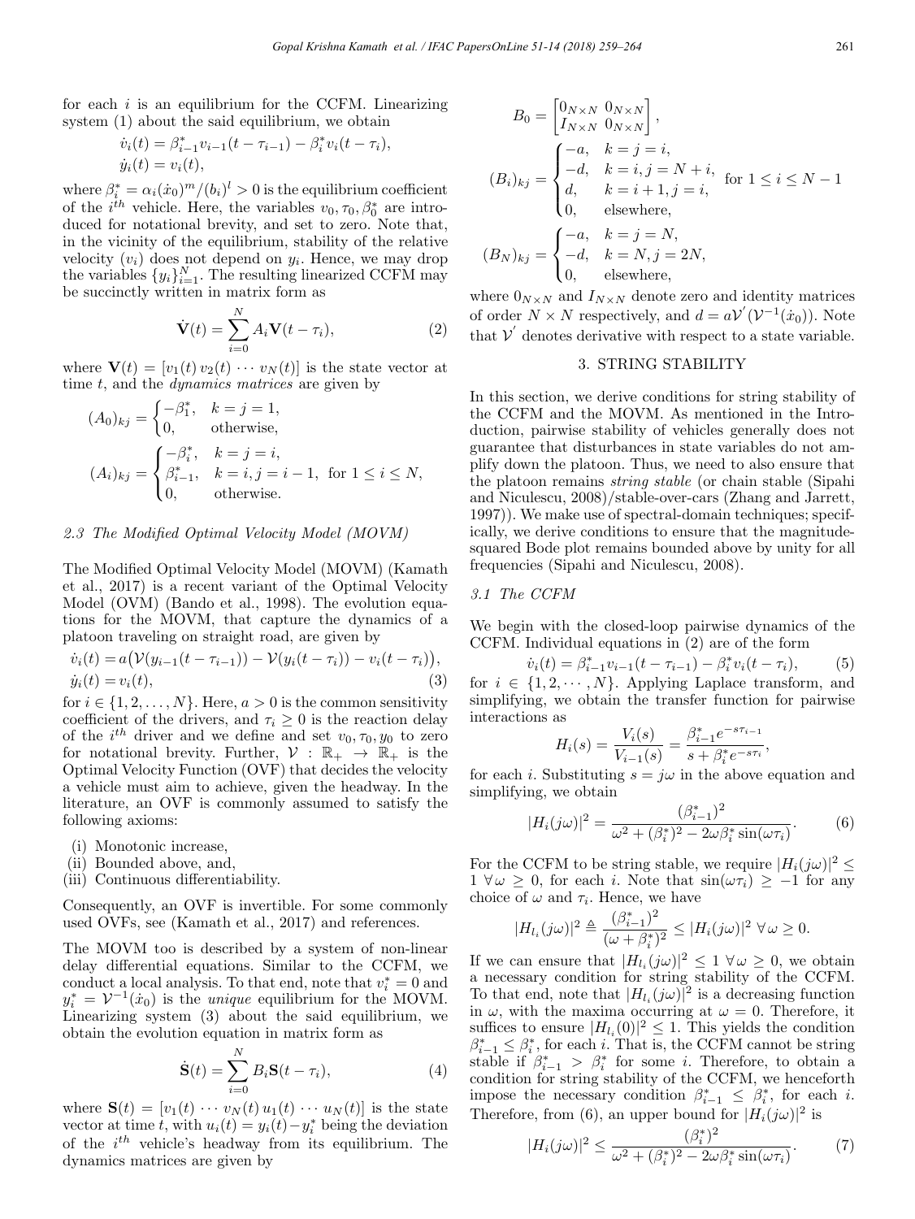for each $i$ is an equilibrium for the CCFM. Linearizing system (1) about the said equilibrium, we obtain

$$\dot{v}_i(t) = \beta^*_{i-1} v_{i-1}(t - \tau_{i-1}) - \beta^*_i v_i(t - \tau_i),$$
$$\dot{y}_i(t) = v_i(t),$$

where $\beta^*_i = \alpha_i(\dot{x}_0)^m/(b_i)^l > 0$ is the equilibrium coefficient of the $i^{th}$ vehicle. Here, the variables $v_0, \tau_0, \beta^*_0$ are introduced for notational brevity, and set to zero. Note that, in the vicinity of the equilibrium, stability of the relative velocity ($v_i$) does not depend on $y_i$. Hence, we may drop the variables $\{y_i\}_{i=1}^N$. The resulting linearized CCFM may be succinctly written in matrix form as

$$\dot{\mathbf{V}}(t) = \sum_{i=0}^{N} A_i \mathbf{V}(t - \tau_i), \tag{2}$$

where $\mathbf{V}(t) = [v_1(t)\, v_2(t) \cdots v_N(t)]$ is the state vector at time $t$, and the *dynamics matrices* are given by

$$(A_0)_{kj} = \begin{cases} -\beta^*_1, & k = j = 1, \\ 0, & \text{otherwise}, \end{cases}$$

$$(A_i)_{kj} = \begin{cases} -\beta^*_i, & k = j = i, \\ \beta^*_{i-1}, & k = i, j = i-1, \ \text{for } 1 \le i \le N, \\ 0, & \text{otherwise}. \end{cases}$$

### 2.3 The Modified Optimal Velocity Model (MOVM)

The Modified Optimal Velocity Model (MOVM) (Kamath et al., 2017) is a recent variant of the Optimal Velocity Model (OVM) (Bando et al., 1998). The evolution equations for the MOVM, that capture the dynamics of a platoon traveling on straight road, are given by

$$\dot{v}_i(t) = a\big(\mathcal{V}(y_{i-1}(t - \tau_{i-1})) - \mathcal{V}(y_i(t - \tau_i)) - v_i(t - \tau_i)\big),$$
$$\dot{y}_i(t) = v_i(t), \tag{3}$$

for $i \in \{1, 2, \ldots, N\}$. Here, $a > 0$ is the common sensitivity coefficient of the drivers, and $\tau_i \ge 0$ is the reaction delay of the $i^{th}$ driver and we define and set $v_0, \tau_0, y_0$ to zero for notational brevity. Further, $\mathcal{V} : \mathbb{R}_+ \to \mathbb{R}_+$ is the Optimal Velocity Function (OVF) that decides the velocity a vehicle must aim to achieve, given the headway. In the literature, an OVF is commonly assumed to satisfy the following axioms:

(i) Monotonic increase,
(ii) Bounded above, and,
(iii) Continuous differentiability.

Consequently, an OVF is invertible. For some commonly used OVFs, see (Kamath et al., 2017) and references.

The MOVM too is described by a system of non-linear delay differential equations. Similar to the CCFM, we conduct a local analysis. To that end, note that $v^*_i = 0$ and $y^*_i = \mathcal{V}^{-1}(\dot{x}_0)$ is the *unique* equilibrium for the MOVM. Linearizing system (3) about the said equilibrium, we obtain the evolution equation in matrix form as

$$\dot{\mathbf{S}}(t) = \sum_{i=0}^{N} B_i \mathbf{S}(t - \tau_i), \tag{4}$$

where $\mathbf{S}(t) = [v_1(t) \cdots v_N(t)\, u_1(t) \cdots u_N(t)]$ is the state vector at time $t$, with $u_i(t) = y_i(t) - y^*_i$ being the deviation of the $i^{th}$ vehicle's headway from its equilibrium. The dynamics matrices are given by

$$B_0 = \begin{bmatrix} 0_{N\times N} & 0_{N\times N} \\ I_{N\times N} & 0_{N\times N} \end{bmatrix},$$

$$(B_i)_{kj} = \begin{cases} -a, & k = j = i, \\ -d, & k = i, j = N+i, \\ d, & k = i+1, j = i, \\ 0, & \text{elsewhere}, \end{cases} \ \text{for } 1 \le i \le N-1$$

$$(B_N)_{kj} = \begin{cases} -a, & k = j = N, \\ -d, & k = N, j = 2N, \\ 0, & \text{elsewhere}, \end{cases}$$

where $0_{N\times N}$ and $I_{N\times N}$ denote zero and identity matrices of order $N \times N$ respectively, and $d = a\mathcal{V}'(\mathcal{V}^{-1}(\dot{x}_0))$. Note that $\mathcal{V}'$ denotes derivative with respect to a state variable.

## 3. STRING STABILITY

In this section, we derive conditions for string stability of the CCFM and the MOVM. As mentioned in the Introduction, pairwise stability of vehicles generally does not guarantee that disturbances in state variables do not amplify down the platoon. Thus, we need to also ensure that the platoon remains *string stable* (or chain stable (Sipahi and Niculescu, 2008)/stable-over-cars (Zhang and Jarrett, 1997)). We make use of spectral-domain techniques; specifically, we derive conditions to ensure that the magnitude-squared Bode plot remains bounded above by unity for all frequencies (Sipahi and Niculescu, 2008).

### 3.1 The CCFM

We begin with the closed-loop pairwise dynamics of the CCFM. Individual equations in (2) are of the form

$$\dot{v}_i(t) = \beta^*_{i-1} v_{i-1}(t - \tau_{i-1}) - \beta^*_i v_i(t - \tau_i), \tag{5}$$

for $i \in \{1, 2, \cdots, N\}$. Applying Laplace transform, and simplifying, we obtain the transfer function for pairwise interactions as

$$H_i(s) = \frac{V_i(s)}{V_{i-1}(s)} = \frac{\beta^*_{i-1} e^{-s\tau_{i-1}}}{s + \beta^*_i e^{-s\tau_i}},$$

for each $i$. Substituting $s = j\omega$ in the above equation and simplifying, we obtain

$$|H_i(j\omega)|^2 = \frac{(\beta^*_{i-1})^2}{\omega^2 + (\beta^*_i)^2 - 2\omega\beta^*_i \sin(\omega\tau_i)}. \tag{6}$$

For the CCFM to be string stable, we require $|H_i(j\omega)|^2 \le 1\ \forall \omega \ge 0$, for each $i$. Note that $\sin(\omega\tau_i) \ge -1$ for any choice of $\omega$ and $\tau_i$. Hence, we have

$$|H_{l_i}(j\omega)|^2 \triangleq \frac{(\beta^*_{i-1})^2}{(\omega + \beta^*_i)^2} \le |H_i(j\omega)|^2\ \forall \omega \ge 0.$$

If we can ensure that $|H_{l_i}(j\omega)|^2 \le 1\ \forall \omega \ge 0$, we obtain a necessary condition for string stability of the CCFM. To that end, note that $|H_{l_i}(j\omega)|^2$ is a decreasing function in $\omega$, with the maxima occurring at $\omega = 0$. Therefore, it suffices to ensure $|H_{l_i}(0)|^2 \le 1$. This yields the condition $\beta^*_{i-1} \le \beta^*_i$, for each $i$. That is, the CCFM cannot be string stable if $\beta^*_{i-1} > \beta^*_i$ for some $i$. Therefore, to obtain a condition for string stability of the CCFM, we henceforth impose the necessary condition $\beta^*_{i-1} \le \beta^*_i$, for each $i$. Therefore, from (6), an upper bound for $|H_i(j\omega)|^2$ is

$$|H_i(j\omega)|^2 \le \frac{(\beta^*_i)^2}{\omega^2 + (\beta^*_i)^2 - 2\omega\beta^*_i \sin(\omega\tau_i)}. \tag{7}$$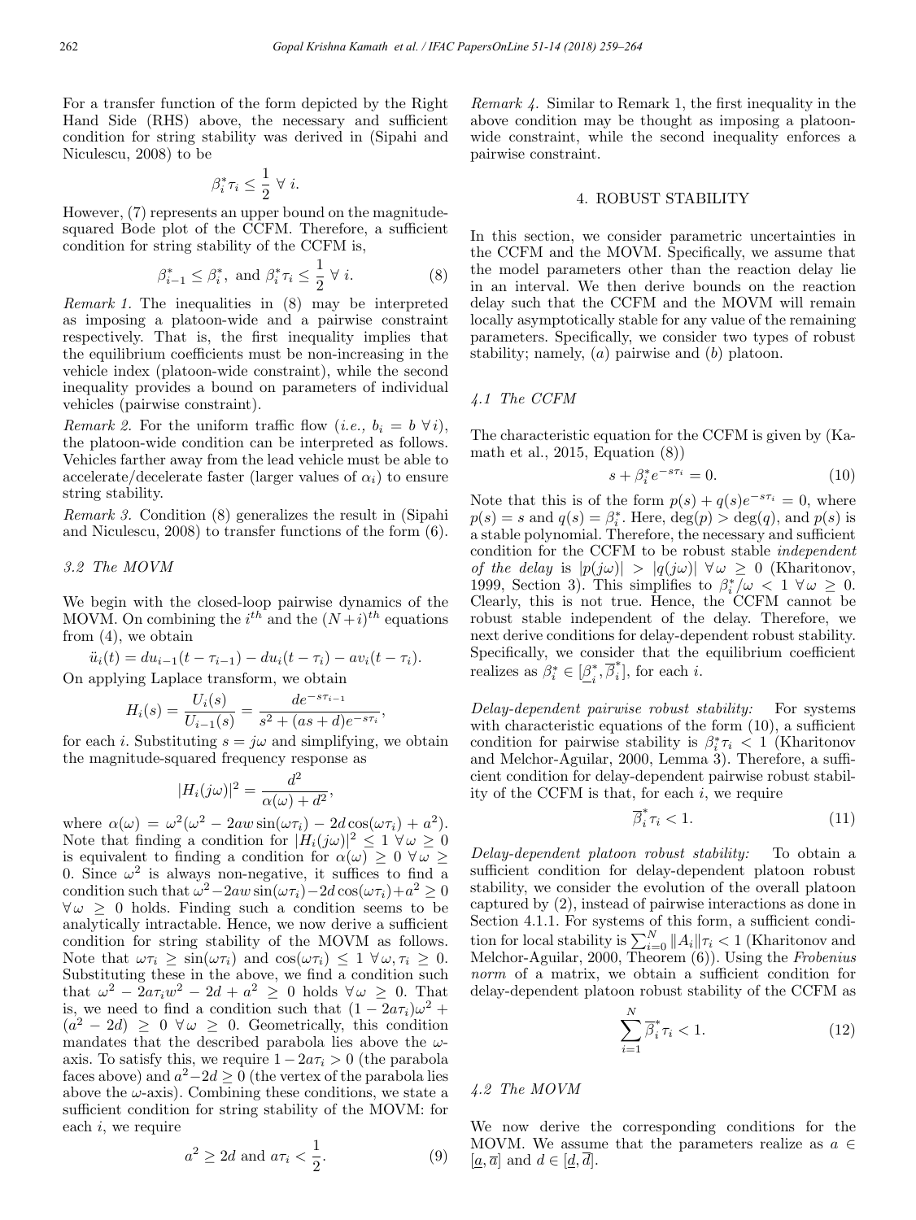For a transfer function of the form depicted by the Right Hand Side (RHS) above, the necessary and sufficient condition for string stability was derived in (Sipahi and Niculescu, 2008) to be

$$\beta_i^* \tau_i \leq \frac{1}{2} \ \forall\ i.$$

However, (7) represents an upper bound on the magnitude-squared Bode plot of the CCFM. Therefore, a sufficient condition for string stability of the CCFM is,

$$\beta_{i-1}^* \leq \beta_i^*, \text{ and } \beta_i^* \tau_i \leq \frac{1}{2} \ \forall\ i. \tag{8}$$

*Remark 1.* The inequalities in (8) may be interpreted as imposing a platoon-wide and a pairwise constraint respectively. That is, the first inequality implies that the equilibrium coefficients must be non-increasing in the vehicle index (platoon-wide constraint), while the second inequality provides a bound on parameters of individual vehicles (pairwise constraint).

*Remark 2.* For the uniform traffic flow (*i.e.,* $b_i = b\ \forall i$), the platoon-wide condition can be interpreted as follows. Vehicles farther away from the lead vehicle must be able to accelerate/decelerate faster (larger values of $\alpha_i$) to ensure string stability.

*Remark 3.* Condition (8) generalizes the result in (Sipahi and Niculescu, 2008) to transfer functions of the form (6).

### 3.2 The MOVM

We begin with the closed-loop pairwise dynamics of the MOVM. On combining the $i^{th}$ and the $(N+i)^{th}$ equations from (4), we obtain

$$\ddot{u}_i(t) = du_{i-1}(t-\tau_{i-1}) - du_i(t-\tau_i) - av_i(t-\tau_i).$$

On applying Laplace transform, we obtain

$$H_i(s) = \frac{U_i(s)}{U_{i-1}(s)} = \frac{de^{-s\tau_{i-1}}}{s^2 + (as+d)e^{-s\tau_i}},$$

for each $i$. Substituting $s = j\omega$ and simplifying, we obtain the magnitude-squared frequency response as

$$|H_i(j\omega)|^2 = \frac{d^2}{\alpha(\omega) + d^2},$$

where $\alpha(\omega) = \omega^2(\omega^2 - 2aw\sin(\omega\tau_i) - 2d\cos(\omega\tau_i) + a^2)$. Note that finding a condition for $|H_i(j\omega)|^2 \leq 1\ \forall\,\omega \geq 0$ is equivalent to finding a condition for $\alpha(\omega) \geq 0\ \forall\,\omega \geq 0$. Since $\omega^2$ is always non-negative, it suffices to find a condition such that $\omega^2 - 2aw\sin(\omega\tau_i) - 2d\cos(\omega\tau_i) + a^2 \geq 0$ $\forall\,\omega \geq 0$ holds. Finding such a condition seems to be analytically intractable. Hence, we now derive a sufficient condition for string stability of the MOVM as follows. Note that $\omega\tau_i \geq \sin(\omega\tau_i)$ and $\cos(\omega\tau_i) \leq 1\ \forall\,\omega, \tau_i \geq 0$. Substituting these in the above, we find a condition such that $\omega^2 - 2a\tau_i w^2 - 2d + a^2 \geq 0$ holds $\forall\,\omega \geq 0$. That is, we need to find a condition such that $(1 - 2a\tau_i)\omega^2 + (a^2 - 2d) \geq 0\ \forall\,\omega \geq 0$. Geometrically, this condition mandates that the described parabola lies above the $\omega$-axis. To satisfy this, we require $1 - 2a\tau_i > 0$ (the parabola faces above) and $a^2 - 2d \geq 0$ (the vertex of the parabola lies above the $\omega$-axis). Combining these conditions, we state a sufficient condition for string stability of the MOVM: for each $i$, we require

$$a^2 \geq 2d \text{ and } a\tau_i < \frac{1}{2}. \tag{9}$$

*Remark 4.* Similar to Remark 1, the first inequality in the above condition may be thought as imposing a platoon-wide constraint, while the second inequality enforces a pairwise constraint.

## 4. ROBUST STABILITY

In this section, we consider parametric uncertainties in the CCFM and the MOVM. Specifically, we assume that the model parameters other than the reaction delay lie in an interval. We then derive bounds on the reaction delay such that the CCFM and the MOVM will remain locally asymptotically stable for any value of the remaining parameters. Specifically, we consider two types of robust stability; namely, $(a)$ pairwise and $(b)$ platoon.

### 4.1 The CCFM

The characteristic equation for the CCFM is given by (Kamath et al., 2015, Equation (8))

$$s + \beta_i^* e^{-s\tau_i} = 0. \tag{10}$$

Note that this is of the form $p(s) + q(s)e^{-s\tau_i} = 0$, where $p(s) = s$ and $q(s) = \beta_i^*$. Here, $\deg(p) > \deg(q)$, and $p(s)$ is a stable polynomial. Therefore, the necessary and sufficient condition for the CCFM to be robust stable *independent of the delay* is $|p(j\omega)| > |q(j\omega)|\ \forall\,\omega \geq 0$ (Kharitonov, 1999, Section 3). This simplifies to $\beta_i^*/\omega < 1\ \forall\,\omega \geq 0$. Clearly, this is not true. Hence, the CCFM cannot be robust stable independent of the delay. Therefore, we next derive conditions for delay-dependent robust stability. Specifically, we consider that the equilibrium coefficient realizes as $\beta_i^* \in [\underline{\beta}_i^*, \overline{\beta}_i^*]$, for each $i$.

*Delay-dependent pairwise robust stability:* For systems with characteristic equations of the form (10), a sufficient condition for pairwise stability is $\beta_i^*\tau_i < 1$ (Kharitonov and Melchor-Aguilar, 2000, Lemma 3). Therefore, a sufficient condition for delay-dependent pairwise robust stability of the CCFM is that, for each $i$, we require

$$\overline{\beta}_i^* \tau_i < 1. \tag{11}$$

*Delay-dependent platoon robust stability:* To obtain a sufficient condition for delay-dependent platoon robust stability, we consider the evolution of the overall platoon captured by (2), instead of pairwise interactions as done in Section 4.1.1. For systems of this form, a sufficient condition for local stability is $\sum_{i=0}^{N} \|A_i\|\tau_i < 1$ (Kharitonov and Melchor-Aguilar, 2000, Theorem (6)). Using the *Frobenius norm* of a matrix, we obtain a sufficient condition for delay-dependent platoon robust stability of the CCFM as

$$\sum_{i=1}^{N} \overline{\beta}_i^* \tau_i < 1. \tag{12}$$

### 4.2 The MOVM

We now derive the corresponding conditions for the MOVM. We assume that the parameters realize as $a \in [\underline{a}, \overline{a}]$ and $d \in [\underline{d}, \overline{d}]$.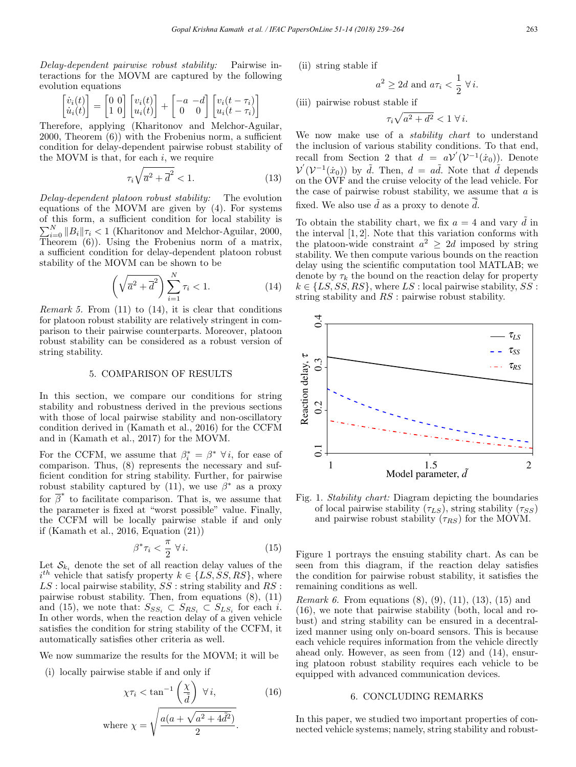*Delay-dependent pairwise robust stability:* Pairwise interactions for the MOVM are captured by the following evolution equations

$$\begin{bmatrix} \dot{v}_i(t) \\ \dot{u}_i(t) \end{bmatrix} = \begin{bmatrix} 0 & 0 \\ 1 & 0 \end{bmatrix} \begin{bmatrix} v_i(t) \\ u_i(t) \end{bmatrix} + \begin{bmatrix} -a & -d \\ 0 & 0 \end{bmatrix} \begin{bmatrix} v_i(t-\tau_i) \\ u_i(t-\tau_i) \end{bmatrix}$$

Therefore, applying (Kharitonov and Melchor-Aguilar, 2000, Theorem (6)) with the Frobenius norm, a sufficient condition for delay-dependent pairwise robust stability of the MOVM is that, for each $i$, we require

$$\tau_i \sqrt{\overline{a}^2 + \overline{d}^2} < 1. \tag{13}$$

*Delay-dependent platoon robust stability:* The evolution equations of the MOVM are given by (4). For systems of this form, a sufficient condition for local stability is $\sum_{i=0}^{N} \|B_i\| \tau_i < 1$ (Kharitonov and Melchor-Aguilar, 2000, Theorem (6)). Using the Frobenius norm of a matrix, a sufficient condition for delay-dependent platoon robust stability of the MOVM can be shown to be

$$\left( \sqrt{\overline{a}^2 + \overline{d}^2} \right) \sum_{i=1}^{N} \tau_i < 1. \tag{14}$$

*Remark 5.* From (11) to (14), it is clear that conditions for platoon robust stability are relatively stringent in comparison to their pairwise counterparts. Moreover, platoon robust stability can be considered as a robust version of string stability.

## 5. COMPARISON OF RESULTS

In this section, we compare our conditions for string stability and robustness derived in the previous sections with those of local pairwise stability and non-oscillatory condition derived in (Kamath et al., 2016) for the CCFM and in (Kamath et al., 2017) for the MOVM.

For the CCFM, we assume that $\beta_i^* = \beta^* \; \forall i$, for ease of comparison. Thus, (8) represents the necessary and sufficient condition for string stability. Further, for pairwise robust stability captured by (11), we use $\beta^*$ as a proxy for $\overline{\beta}^*$ to facilitate comparison. That is, we assume that the parameter is fixed at "worst possible" value. Finally, the CCFM will be locally pairwise stable if and only if (Kamath et al., 2016, Equation (21))

$$\beta^* \tau_i < \frac{\pi}{2} \; \forall i. \tag{15}$$

Let $\mathcal{S}_{k_i}$ denote the set of all reaction delay values of the $i^{th}$ vehicle that satisfy property $k \in \{LS, SS, RS\}$, where $LS$ : local pairwise stability, $SS$ : string stability and $RS$ : pairwise robust stability. Then, from equations (8), (11) and (15), we note that: $S_{SS_i} \subset S_{RS_i} \subset S_{LS_i}$ for each $i$. In other words, when the reaction delay of a given vehicle satisfies the condition for string stability of the CCFM, it automatically satisfies other criteria as well.

We now summarize the results for the MOVM; it will be

(i) locally pairwise stable if and only if

$$\chi \tau_i < \tan^{-1}\left(\frac{\chi}{\tilde{d}}\right) \; \forall i, \tag{16}$$

where $\chi = \sqrt{\dfrac{a(a + \sqrt{a^2 + 4\tilde{d}^2})}{2}}$.

(ii) string stable if

$$a^2 \geq 2d \text{ and } a\tau_i < \frac{1}{2} \; \forall i.$$

(iii) pairwise robust stable if

$$\tau_i \sqrt{a^2 + d^2} < 1 \; \forall i.$$

We now make use of a *stability chart* to understand the inclusion of various stability conditions. To that end, recall from Section 2 that $d = a\mathcal{V}^{'}(\mathcal{V}^{-1}(\dot{x}_0))$. Denote $\mathcal{V}^{'}(\mathcal{V}^{-1}(\dot{x}_0))$ by $\tilde{d}$. Then, $d = a\tilde{d}$. Note that $\tilde{d}$ depends on the OVF and the cruise velocity of the lead vehicle. For the case of pairwise robust stability, we assume that $a$ is fixed. We also use $\tilde{d}$ as a proxy to denote $\overline{\tilde{d}}$.

To obtain the stability chart, we fix $a = 4$ and vary $\tilde{d}$ in the interval $[1, 2]$. Note that this variation conforms with the platoon-wide constraint $a^2 \geq 2d$ imposed by string stability. We then compute various bounds on the reaction delay using the scientific computation tool MATLAB; we denote by $\tau_k$ the bound on the reaction delay for property $k \in \{LS, SS, RS\}$, where $LS$ : local pairwise stability, $SS$ : string stability and $RS$ : pairwise robust stability.

Reaction delay, $\tau$
0.1
0.2
0.3
0.4
Model parameter, $\tilde{d}$
1
1.5
2
$\tau_{LS}$
$\tau_{SS}$
$\tau_{RS}$

Fig. 1. *Stability chart:* Diagram depicting the boundaries of local pairwise stability ($\tau_{LS}$), string stability ($\tau_{SS}$) and pairwise robust stability ($\tau_{RS}$) for the MOVM.

Figure 1 portrays the ensuing stability chart. As can be seen from this diagram, if the reaction delay satisfies the condition for pairwise robust stability, it satisfies the remaining conditions as well.

*Remark 6.* From equations (8), (9), (11), (13), (15) and (16), we note that pairwise stability (both, local and robust) and string stability can be ensured in a decentralized manner using only on-board sensors. This is because each vehicle requires information from the vehicle directly ahead only. However, as seen from (12) and (14), ensuring platoon robust stability requires each vehicle to be equipped with advanced communication devices.

## 6. CONCLUDING REMARKS

In this paper, we studied two important properties of connected vehicle systems; namely, string stability and robust-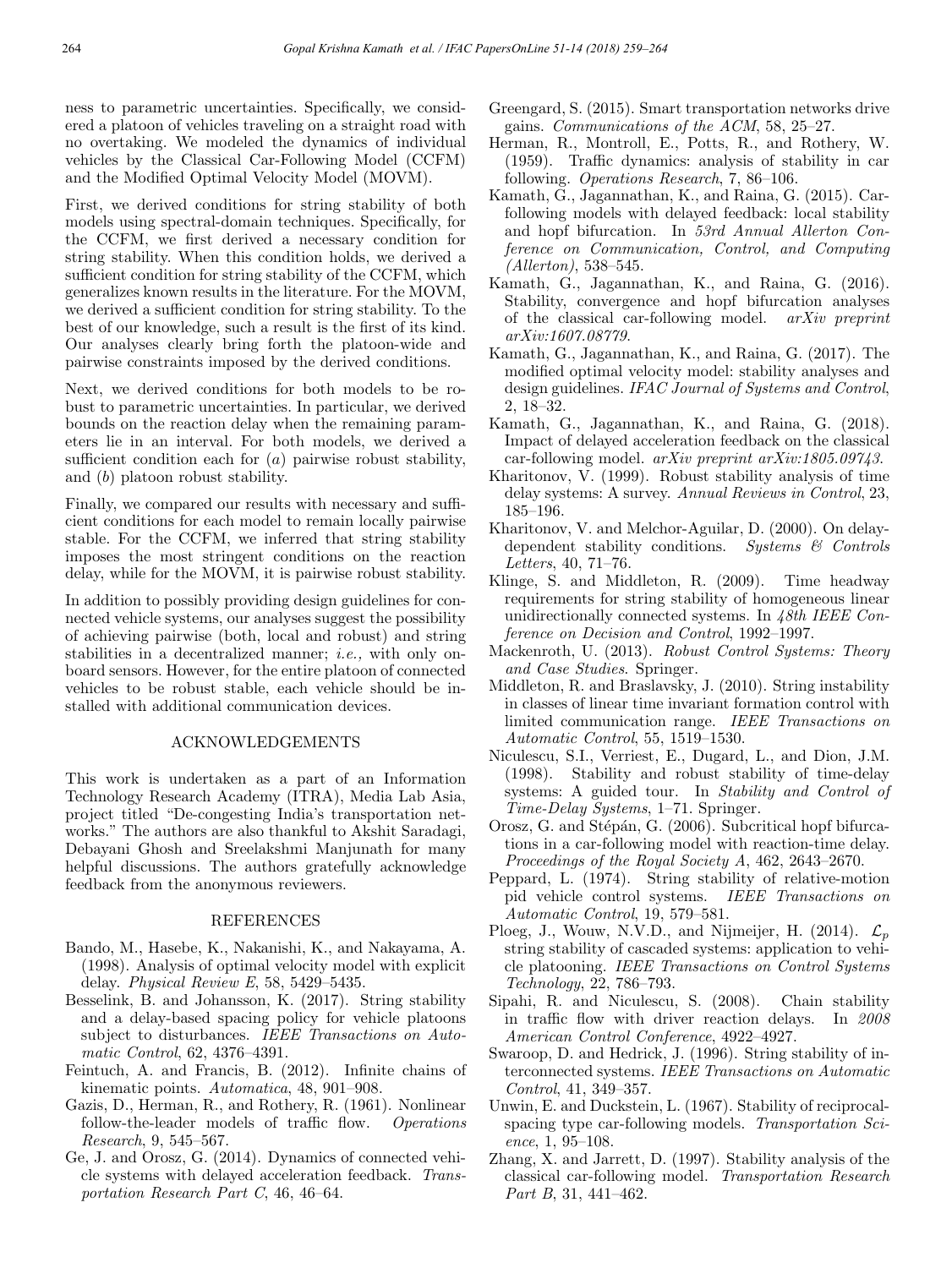ness to parametric uncertainties. Specifically, we considered a platoon of vehicles traveling on a straight road with no overtaking. We modeled the dynamics of individual vehicles by the Classical Car-Following Model (CCFM) and the Modified Optimal Velocity Model (MOVM).

First, we derived conditions for string stability of both models using spectral-domain techniques. Specifically, for the CCFM, we first derived a necessary condition for string stability. When this condition holds, we derived a sufficient condition for string stability of the CCFM, which generalizes known results in the literature. For the MOVM, we derived a sufficient condition for string stability. To the best of our knowledge, such a result is the first of its kind. Our analyses clearly bring forth the platoon-wide and pairwise constraints imposed by the derived conditions.

Next, we derived conditions for both models to be robust to parametric uncertainties. In particular, we derived bounds on the reaction delay when the remaining parameters lie in an interval. For both models, we derived a sufficient condition each for $(a)$ pairwise robust stability, and $(b)$ platoon robust stability.

Finally, we compared our results with necessary and sufficient conditions for each model to remain locally pairwise stable. For the CCFM, we inferred that string stability imposes the most stringent conditions on the reaction delay, while for the MOVM, it is pairwise robust stability.

In addition to possibly providing design guidelines for connected vehicle systems, our analyses suggest the possibility of achieving pairwise (both, local and robust) and string stabilities in a decentralized manner; *i.e.,* with only onboard sensors. However, for the entire platoon of connected vehicles to be robust stable, each vehicle should be installed with additional communication devices.

## ACKNOWLEDGEMENTS

This work is undertaken as a part of an Information Technology Research Academy (ITRA), Media Lab Asia, project titled "De-congesting India's transportation networks." The authors are also thankful to Akshit Saradagi, Debayani Ghosh and Sreelakshmi Manjunath for many helpful discussions. The authors gratefully acknowledge feedback from the anonymous reviewers.

## REFERENCES

Bando, M., Hasebe, K., Nakanishi, K., and Nakayama, A. (1998). Analysis of optimal velocity model with explicit delay. *Physical Review E*, 58, 5429–5435.

Besselink, B. and Johansson, K. (2017). String stability and a delay-based spacing policy for vehicle platoons subject to disturbances. *IEEE Transactions on Automatic Control*, 62, 4376–4391.

Feintuch, A. and Francis, B. (2012). Infinite chains of kinematic points. *Automatica*, 48, 901–908.

Gazis, D., Herman, R., and Rothery, R. (1961). Nonlinear follow-the-leader models of traffic flow. *Operations Research*, 9, 545–567.

Ge, J. and Orosz, G. (2014). Dynamics of connected vehicle systems with delayed acceleration feedback. *Transportation Research Part C*, 46, 46–64.

Greengard, S. (2015). Smart transportation networks drive gains. *Communications of the ACM*, 58, 25–27.

Herman, R., Montroll, E., Potts, R., and Rothery, W. (1959). Traffic dynamics: analysis of stability in car following. *Operations Research*, 7, 86–106.

Kamath, G., Jagannathan, K., and Raina, G. (2015). Car-following models with delayed feedback: local stability and hopf bifurcation. In *53rd Annual Allerton Conference on Communication, Control, and Computing (Allerton)*, 538–545.

Kamath, G., Jagannathan, K., and Raina, G. (2016). Stability, convergence and hopf bifurcation analyses of the classical car-following model. *arXiv preprint arXiv:1607.08779*.

Kamath, G., Jagannathan, K., and Raina, G. (2017). The modified optimal velocity model: stability analyses and design guidelines. *IFAC Journal of Systems and Control*, 2, 18–32.

Kamath, G., Jagannathan, K., and Raina, G. (2018). Impact of delayed acceleration feedback on the classical car-following model. *arXiv preprint arXiv:1805.09743*.

Kharitonov, V. (1999). Robust stability analysis of time delay systems: A survey. *Annual Reviews in Control*, 23, 185–196.

Kharitonov, V. and Melchor-Aguilar, D. (2000). On delay-dependent stability conditions. *Systems & Controls Letters*, 40, 71–76.

Klinge, S. and Middleton, R. (2009). Time headway requirements for string stability of homogeneous linear unidirectionally connected systems. In *48th IEEE Conference on Decision and Control*, 1992–1997.

Mackenroth, U. (2013). *Robust Control Systems: Theory and Case Studies*. Springer.

Middleton, R. and Braslavsky, J. (2010). String instability in classes of linear time invariant formation control with limited communication range. *IEEE Transactions on Automatic Control*, 55, 1519–1530.

Niculescu, S.I., Verriest, E., Dugard, L., and Dion, J.M. (1998). Stability and robust stability of time-delay systems: A guided tour. In *Stability and Control of Time-Delay Systems*, 1–71. Springer.

Orosz, G. and Stépán, G. (2006). Subcritical hopf bifurcations in a car-following model with reaction-time delay. *Proceedings of the Royal Society A*, 462, 2643–2670.

Peppard, L. (1974). String stability of relative-motion pid vehicle control systems. *IEEE Transactions on Automatic Control*, 19, 579–581.

Ploeg, J., Wouw, N.V.D., and Nijmeijer, H. (2014). $\mathcal{L}_p$ string stability of cascaded systems: application to vehicle platooning. *IEEE Transactions on Control Systems Technology*, 22, 786–793.

Sipahi, R. and Niculescu, S. (2008). Chain stability in traffic flow with driver reaction delays. In *2008 American Control Conference*, 4922–4927.

Swaroop, D. and Hedrick, J. (1996). String stability of interconnected systems. *IEEE Transactions on Automatic Control*, 41, 349–357.

Unwin, E. and Duckstein, L. (1967). Stability of reciprocal-spacing type car-following models. *Transportation Science*, 1, 95–108.

Zhang, X. and Jarrett, D. (1997). Stability analysis of the classical car-following model. *Transportation Research Part B*, 31, 441–462.